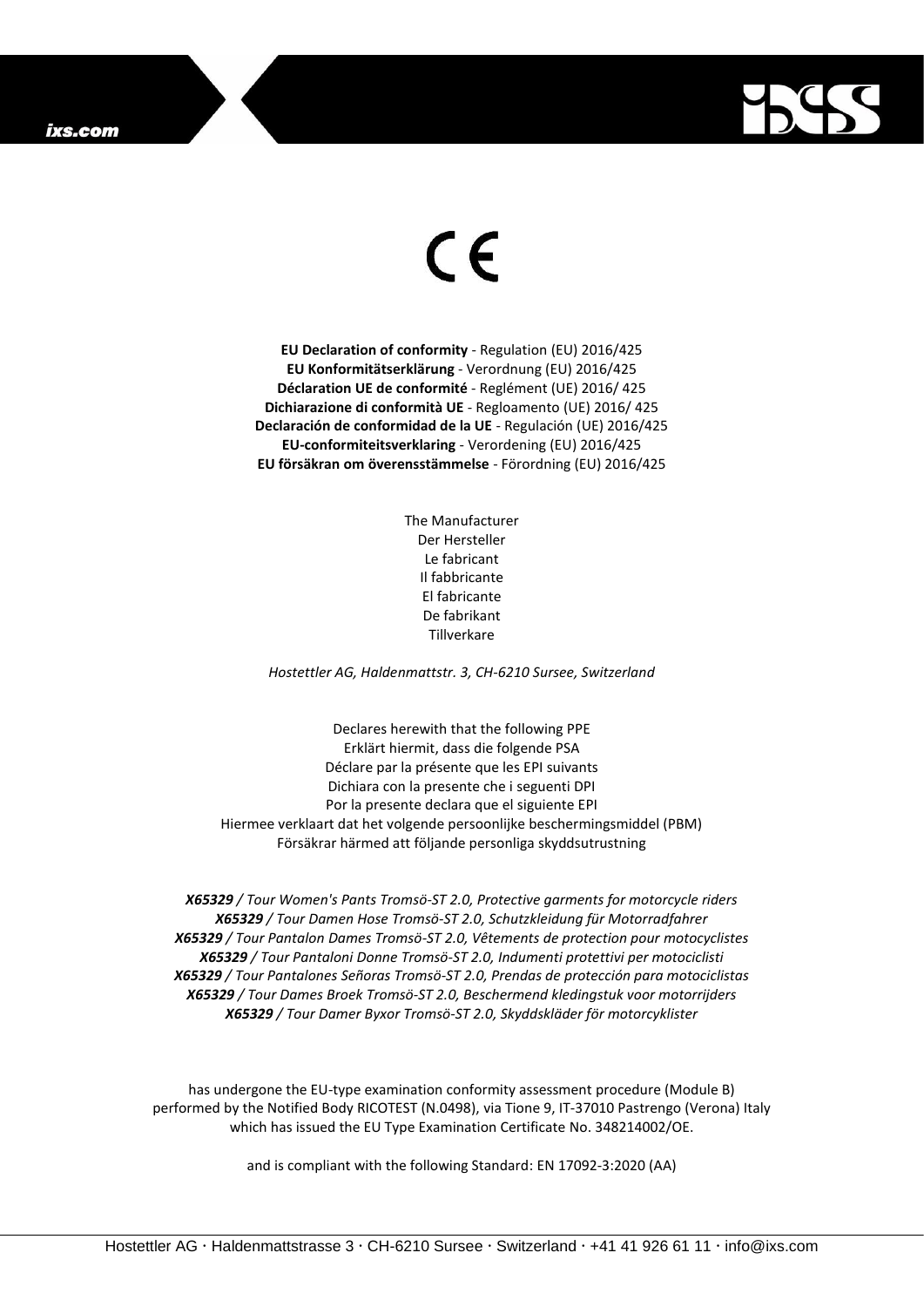CE

**EU Declaration of conformity** - Regulation (EU) 2016/425
**EU Konformitätserklärung** - Verordnung (EU) 2016/425
**Déclaration UE de conformité** - Reglément (UE) 2016/ 425
**Dichiarazione di conformità UE** - Regloamento (UE) 2016/ 425
**Declaración de conformidad de la UE** - Regulación (UE) 2016/425
**EU-conformiteitsverklaring** - Verordening (EU) 2016/425
**EU försäkran om överensstämmelse** - Förordning (EU) 2016/425

The Manufacturer
Der Hersteller
Le fabricant
Il fabbricante
El fabricante
De fabrikant
Tillverkare

*Hostettler AG, Haldenmattstr. 3, CH-6210 Sursee, Switzerland*

Declares herewith that the following PPE
Erklärt hiermit, dass die folgende PSA
Déclare par la présente que les EPI suivants
Dichiara con la presente che i seguenti DPI
Por la presente declara que el siguiente EPI
Hiermee verklaart dat het volgende persoonlijke beschermingsmiddel (PBM)
Försäkrar härmed att följande personliga skyddsutrustning

***X65329** / Tour Women's Pants Tromsö-ST 2.0, Protective garments for motorcycle riders*
***X65329** / Tour Damen Hose Tromsö-ST 2.0, Schutzkleidung für Motorradfahrer*
***X65329** / Tour Pantalon Dames Tromsö-ST 2.0, Vêtements de protection pour motocyclistes*
***X65329** / Tour Pantaloni Donne Tromsö-ST 2.0, Indumenti protettivi per motociclisti*
***X65329** / Tour Pantalones Señoras Tromsö-ST 2.0, Prendas de protección para motociclistas*
***X65329** / Tour Dames Broek Tromsö-ST 2.0, Beschermend kledingstuk voor motorrijders*
***X65329** / Tour Damer Byxor Tromsö-ST 2.0, Skyddskläder för motorcyklister*

has undergone the EU-type examination conformity assessment procedure (Module B) performed by the Notified Body RICOTEST (N.0498), via Tione 9, IT-37010 Pastrengo (Verona) Italy which has issued the EU Type Examination Certificate No. 348214002/OE.

and is compliant with the following Standard: EN 17092-3:2020 (AA)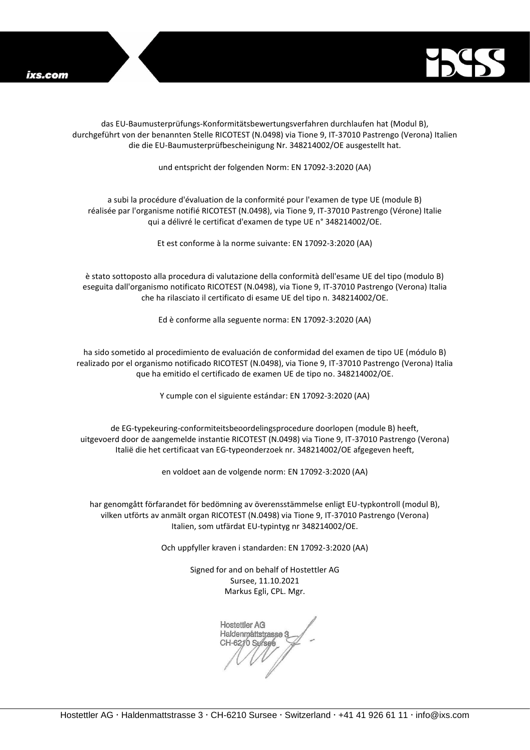das EU-Baumusterprüfungs-Konformitätsbewertungsverfahren durchlaufen hat (Modul B), durchgeführt von der benannten Stelle RICOTEST (N.0498) via Tione 9, IT-37010 Pastrengo (Verona) Italien die die EU-Baumusterprüfbescheinigung Nr. 348214002/OE ausgestellt hat.

und entspricht der folgenden Norm: EN 17092-3:2020 (AA)

a subi la procédure d'évaluation de la conformité pour l'examen de type UE (module B) réalisée par l'organisme notifié RICOTEST (N.0498), via Tione 9, IT-37010 Pastrengo (Vérone) Italie qui a délivré le certificat d'examen de type UE n° 348214002/OE.

Et est conforme à la norme suivante: EN 17092-3:2020 (AA)

è stato sottoposto alla procedura di valutazione della conformità dell'esame UE del tipo (modulo B) eseguita dall'organismo notificato RICOTEST (N.0498), via Tione 9, IT-37010 Pastrengo (Verona) Italia che ha rilasciato il certificato di esame UE del tipo n. 348214002/OE.

Ed è conforme alla seguente norma: EN 17092-3:2020 (AA)

ha sido sometido al procedimiento de evaluación de conformidad del examen de tipo UE (módulo B) realizado por el organismo notificado RICOTEST (N.0498), via Tione 9, IT-37010 Pastrengo (Verona) Italia que ha emitido el certificado de examen UE de tipo no. 348214002/OE.

Y cumple con el siguiente estándar: EN 17092-3:2020 (AA)

de EG-typekeuring-conformiteitsbeoordelingsprocedure doorlopen (module B) heeft, uitgevoerd door de aangemelde instantie RICOTEST (N.0498) via Tione 9, IT-37010 Pastrengo (Verona) Italië die het certificaat van EG-typeonderzoek nr. 348214002/OE afgegeven heeft,

en voldoet aan de volgende norm: EN 17092-3:2020 (AA)

har genomgått förfarandet för bedömning av överensstämmelse enligt EU-typkontroll (modul B), vilken utförts av anmält organ RICOTEST (N.0498) via Tione 9, IT-37010 Pastrengo (Verona) Italien, som utfärdat EU-typintyg nr 348214002/OE.

Och uppfyller kraven i standarden: EN 17092-3:2020 (AA)

Signed for and on behalf of Hostettler AG
Sursee, 11.10.2021
Markus Egli, CPL. Mgr.

Hostettler AG
Haldenmattstrasse 3
CH-6210 Sursee